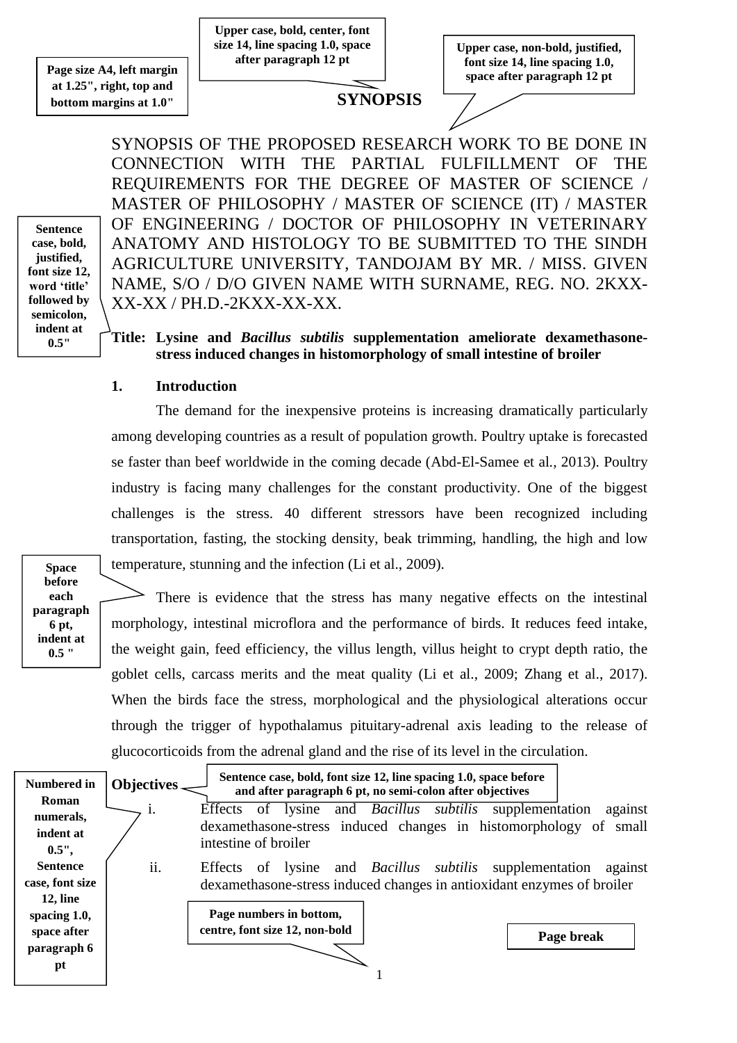Page size A4, left margin at 1.25", right, top and bottom margins at 1.0"

Upper case, bold, center, font size 14, line spacing 1.0, space after paragraph 12 pt

Upper case, non-bold, justified, font size 14, line spacing 1.0, space after paragraph 12 pt

# SYNOPSIS

SYNOPSIS OF THE PROPOSED RESEARCH WORK TO BE DONE IN CONNECTION WITH THE PARTIAL FULFILLMENT OF THE REQUIREMENTS FOR THE DEGREE OF MASTER OF SCIENCE / MASTER OF PHILOSOPHY / MASTER OF SCIENCE (IT) / MASTER OF ENGINEERING / DOCTOR OF PHILOSOPHY IN VETERINARY ANATOMY AND HISTOLOGY TO BE SUBMITTED TO THE SINDH AGRICULTURE UNIVERSITY, TANDOJAM BY MR. / MISS. GIVEN NAME, S/O / D/O GIVEN NAME WITH SURNAME, REG. NO. 2KXX-XX-XX / PH.D.-2KXX-XX-XX.

Sentence case, bold, justified, font size 12, word 'title' followed by semicolon, indent at 0.5"

**Title: Lysine and *Bacillus subtilis* supplementation ameliorate dexamethasone-stress induced changes in histomorphology of small intestine of broiler**

**1. Introduction**

The demand for the inexpensive proteins is increasing dramatically particularly among developing countries as a result of population growth. Poultry uptake is forecasted se faster than beef worldwide in the coming decade (Abd-El-Samee et al., 2013). Poultry industry is facing many challenges for the constant productivity. One of the biggest challenges is the stress. 40 different stressors have been recognized including transportation, fasting, the stocking density, beak trimming, handling, the high and low temperature, stunning and the infection (Li et al., 2009).

Space before each paragraph 6 pt, indent at 0.5 "

There is evidence that the stress has many negative effects on the intestinal morphology, intestinal microflora and the performance of birds. It reduces feed intake, the weight gain, feed efficiency, the villus length, villus height to crypt depth ratio, the goblet cells, carcass merits and the meat quality (Li et al., 2009; Zhang et al., 2017). When the birds face the stress, morphological and the physiological alterations occur through the trigger of hypothalamus pituitary-adrenal axis leading to the release of glucocorticoids from the adrenal gland and the rise of its level in the circulation.

**Objectives**

Sentence case, bold, font size 12, line spacing 1.0, space before and after paragraph 6 pt, no semi-colon after objectives

Numbered in Roman numerals, indent at 0.5", Sentence case, font size 12, line spacing 1.0, space after paragraph 6 pt

i. Effects of lysine and *Bacillus subtilis* supplementation against dexamethasone-stress induced changes in histomorphology of small intestine of broiler

ii. Effects of lysine and *Bacillus subtilis* supplementation against dexamethasone-stress induced changes in antioxidant enzymes of broiler

Page numbers in bottom, centre, font size 12, non-bold

Page break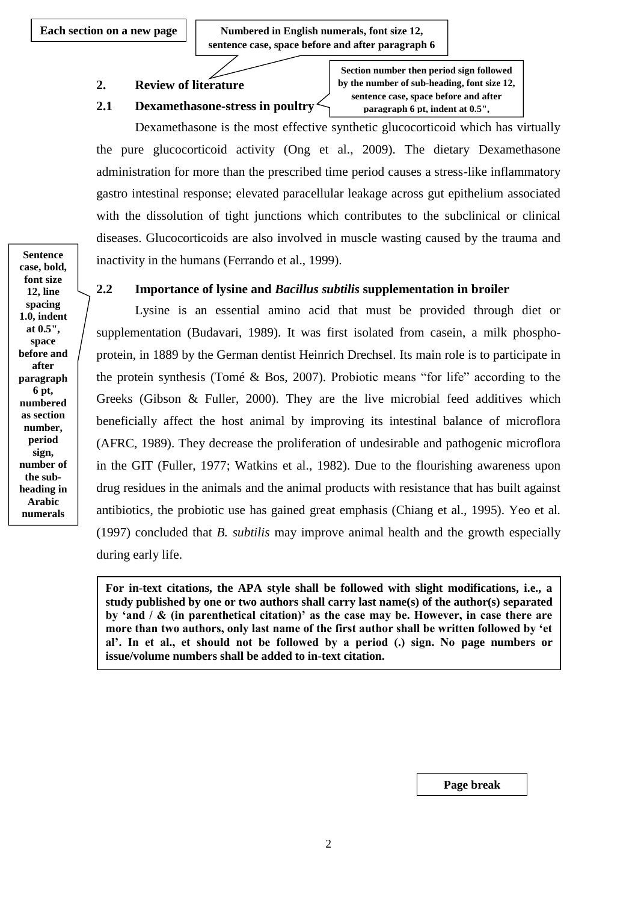Each section on a new page

Numbered in English numerals, font size 12, sentence case, space before and after paragraph 6

## 2. Review of literature

Section number then period sign followed by the number of sub-heading, font size 12, sentence case, space before and after paragraph 6 pt, indent at 0.5",

### 2.1 Dexamethasone-stress in poultry

Dexamethasone is the most effective synthetic glucocorticoid which has virtually the pure glucocorticoid activity (Ong et al., 2009). The dietary Dexamethasone administration for more than the prescribed time period causes a stress-like inflammatory gastro intestinal response; elevated paracellular leakage across gut epithelium associated with the dissolution of tight junctions which contributes to the subclinical or clinical diseases. Glucocorticoids are also involved in muscle wasting caused by the trauma and inactivity in the humans (Ferrando et al., 1999).

Sentence case, bold, font size 12, line spacing 1.0, indent at 0.5", space before and after paragraph 6 pt, numbered as section number, period sign, number of the sub-heading in Arabic numerals

### 2.2 Importance of lysine and *Bacillus subtilis* supplementation in broiler

Lysine is an essential amino acid that must be provided through diet or supplementation (Budavari, 1989). It was first isolated from casein, a milk phospho-protein, in 1889 by the German dentist Heinrich Drechsel. Its main role is to participate in the protein synthesis (Tomé & Bos, 2007). Probiotic means "for life" according to the Greeks (Gibson & Fuller, 2000). They are the live microbial feed additives which beneficially affect the host animal by improving its intestinal balance of microflora (AFRC, 1989). They decrease the proliferation of undesirable and pathogenic microflora in the GIT (Fuller, 1977; Watkins et al., 1982). Due to the flourishing awareness upon drug residues in the animals and the animal products with resistance that has built against antibiotics, the probiotic use has gained great emphasis (Chiang et al., 1995). Yeo et al. (1997) concluded that *B. subtilis* may improve animal health and the growth especially during early life.

**For in-text citations, the APA style shall be followed with slight modifications, i.e., a study published by one or two authors shall carry last name(s) of the author(s) separated by 'and / & (in parenthetical citation)' as the case may be. However, in case there are more than two authors, only last name of the first author shall be written followed by 'et al'. In et al., et should not be followed by a period (.) sign. No page numbers or issue/volume numbers shall be added to in-text citation.**

Page break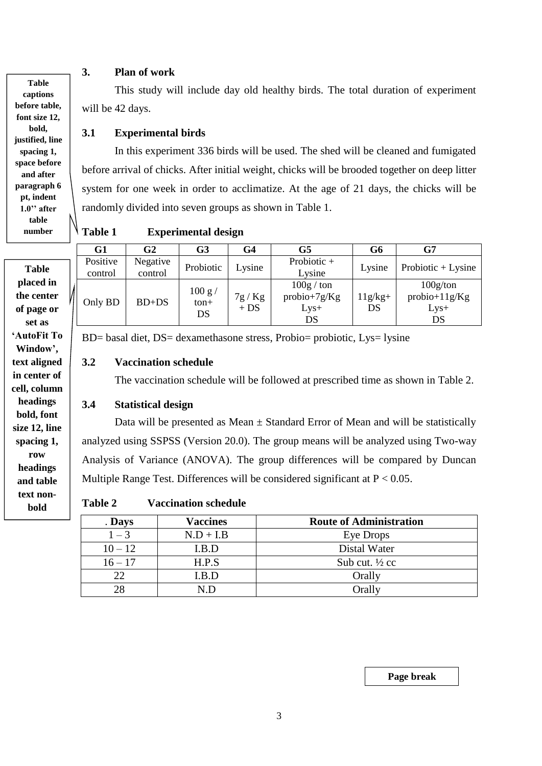Table captions before table, font size 12, bold, justified, line spacing 1, space before and after paragraph 6 pt, indent 1.0'' after table number

## 3. Plan of work

This study will include day old healthy birds. The total duration of experiment will be 42 days.

### 3.1 Experimental birds

In this experiment 336 birds will be used. The shed will be cleaned and fumigated before arrival of chicks. After initial weight, chicks will be brooded together on deep litter system for one week in order to acclimatize. At the age of 21 days, the chicks will be randomly divided into seven groups as shown in Table 1.

Table placed in the center of page or set as 'AutoFit To Window', text aligned in center of cell, column headings bold, font size 12, line spacing 1, row headings and table text non-bold

**Table 1 Experimental design**

| G1 | G2 | G3 | G4 | G5 | G6 | G7 |
|---|---|---|---|---|---|---|
| Positive control | Negative control | Probiotic | Lysine | Probiotic + Lysine | Lysine | Probiotic + Lysine |
| Only BD | BD+DS | 100 g / ton+ DS | 7g / Kg + DS | 100g / ton probio+7g/Kg Lys+ DS | 11g/kg+ DS | 100g/ton probio+11g/Kg Lys+ DS |

BD= basal diet, DS= dexamethasone stress, Probio= probiotic, Lys= lysine

### 3.2 Vaccination schedule

The vaccination schedule will be followed at prescribed time as shown in Table 2.

### 3.4 Statistical design

Data will be presented as Mean ± Standard Error of Mean and will be statistically analyzed using SSPSS (Version 20.0). The group means will be analyzed using Two-way Analysis of Variance (ANOVA). The group differences will be compared by Duncan Multiple Range Test. Differences will be considered significant at $P < 0.05$.

**Table 2 Vaccination schedule**

| . Days | Vaccines | Route of Administration |
|---|---|---|
| 1 – 3 | N.D + I.B | Eye Drops |
| 10 – 12 | I.B.D | Distal Water |
| 16 – 17 | H.P.S | Sub cut. ½ cc |
| 22 | I.B.D | Orally |
| 28 | N.D | Orally |

Page break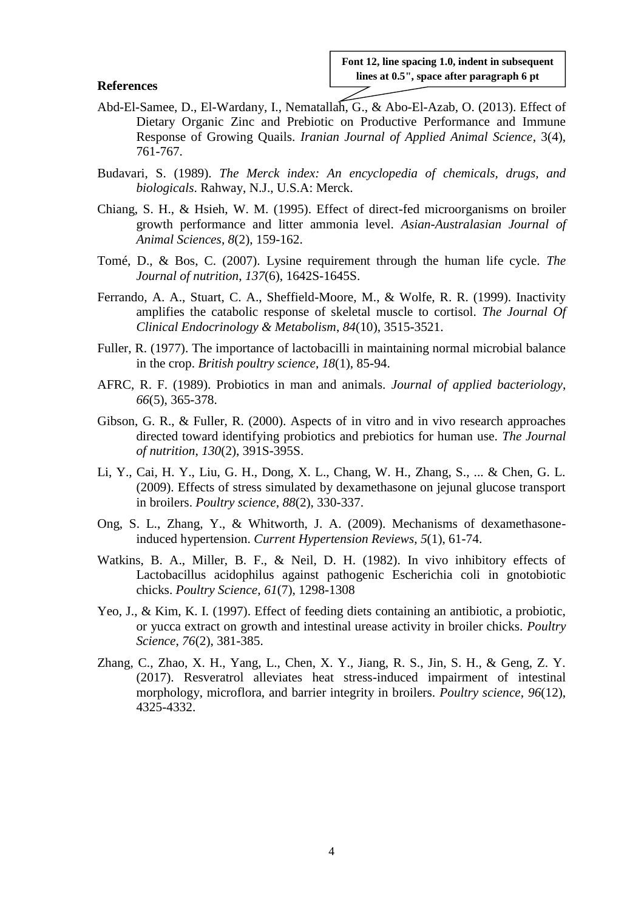Font 12, line spacing 1.0, indent in subsequent lines at 0.5", space after paragraph 6 pt

## References

Abd-El-Samee, D., El-Wardany, I., Nematallah, G., & Abo-El-Azab, O. (2013). Effect of Dietary Organic Zinc and Prebiotic on Productive Performance and Immune Response of Growing Quails. *Iranian Journal of Applied Animal Science*, 3(4), 761-767.

Budavari, S. (1989). *The Merck index: An encyclopedia of chemicals, drugs, and biologicals*. Rahway, N.J., U.S.A: Merck.

Chiang, S. H., & Hsieh, W. M. (1995). Effect of direct-fed microorganisms on broiler growth performance and litter ammonia level. *Asian-Australasian Journal of Animal Sciences*, *8*(2), 159-162.

Tomé, D., & Bos, C. (2007). Lysine requirement through the human life cycle. *The Journal of nutrition*, *137*(6), 1642S-1645S.

Ferrando, A. A., Stuart, C. A., Sheffield-Moore, M., & Wolfe, R. R. (1999). Inactivity amplifies the catabolic response of skeletal muscle to cortisol. *The Journal Of Clinical Endocrinology & Metabolism*, *84*(10), 3515-3521.

Fuller, R. (1977). The importance of lactobacilli in maintaining normal microbial balance in the crop. *British poultry science*, *18*(1), 85-94.

AFRC, R. F. (1989). Probiotics in man and animals. *Journal of applied bacteriology*, *66*(5), 365-378.

Gibson, G. R., & Fuller, R. (2000). Aspects of in vitro and in vivo research approaches directed toward identifying probiotics and prebiotics for human use. *The Journal of nutrition*, *130*(2), 391S-395S.

Li, Y., Cai, H. Y., Liu, G. H., Dong, X. L., Chang, W. H., Zhang, S., ... & Chen, G. L. (2009). Effects of stress simulated by dexamethasone on jejunal glucose transport in broilers. *Poultry science*, *88*(2), 330-337.

Ong, S. L., Zhang, Y., & Whitworth, J. A. (2009). Mechanisms of dexamethasone-induced hypertension. *Current Hypertension Reviews*, *5*(1), 61-74.

Watkins, B. A., Miller, B. F., & Neil, D. H. (1982). In vivo inhibitory effects of Lactobacillus acidophilus against pathogenic Escherichia coli in gnotobiotic chicks. *Poultry Science*, *61*(7), 1298-1308

Yeo, J., & Kim, K. I. (1997). Effect of feeding diets containing an antibiotic, a probiotic, or yucca extract on growth and intestinal urease activity in broiler chicks. *Poultry Science*, *76*(2), 381-385.

Zhang, C., Zhao, X. H., Yang, L., Chen, X. Y., Jiang, R. S., Jin, S. H., & Geng, Z. Y. (2017). Resveratrol alleviates heat stress-induced impairment of intestinal morphology, microflora, and barrier integrity in broilers. *Poultry science*, *96*(12), 4325-4332.